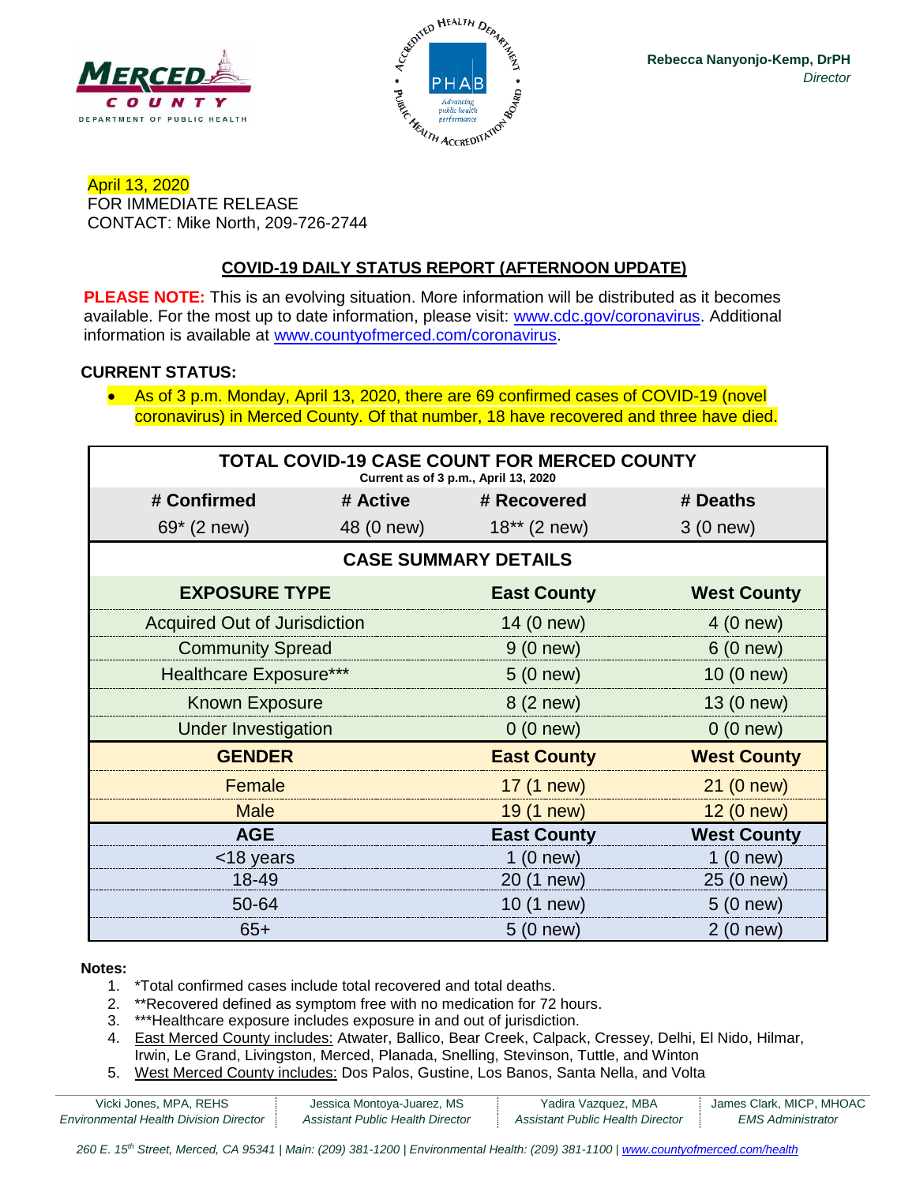Rebecca Nanyonjo-Kemp, DrPH
*Director*

April 13, 2020
FOR IMMEDIATE RELEASE
CONTACT: Mike North, 209-726-2744

## COVID-19 DAILY STATUS REPORT (AFTERNOON UPDATE)

**PLEASE NOTE:** This is an evolving situation. More information will be distributed as it becomes available. For the most up to date information, please visit: www.cdc.gov/coronavirus. Additional information is available at www.countyofmerced.com/coronavirus.

**CURRENT STATUS:**

- As of 3 p.m. Monday, April 13, 2020, there are 69 confirmed cases of COVID-19 (novel coronavirus) in Merced County. Of that number, 18 have recovered and three have died.

**TOTAL COVID-19 CASE COUNT FOR MERCED COUNTY**
Current as of 3 p.m., April 13, 2020

| # Confirmed | # Active | # Recovered | # Deaths |
|---|---|---|---|
| 69* (2 new) | 48 (0 new) | 18** (2 new) | 3 (0 new) |

**CASE SUMMARY DETAILS**

| EXPOSURE TYPE | East County | West County |
|---|---|---|
| Acquired Out of Jurisdiction | 14 (0 new) | 4 (0 new) |
| Community Spread | 9 (0 new) | 6 (0 new) |
| Healthcare Exposure*** | 5 (0 new) | 10 (0 new) |
| Known Exposure | 8 (2 new) | 13 (0 new) |
| Under Investigation | 0 (0 new) | 0 (0 new) |
| **GENDER** | **East County** | **West County** |
| Female | 17 (1 new) | 21 (0 new) |
| Male | 19 (1 new) | 12 (0 new) |
| **AGE** | **East County** | **West County** |
| <18 years | 1 (0 new) | 1 (0 new) |
| 18-49 | 20 (1 new) | 25 (0 new) |
| 50-64 | 10 (1 new) | 5 (0 new) |
| 65+ | 5 (0 new) | 2 (0 new) |

**Notes:**

1. *Total confirmed cases include total recovered and total deaths.
2. **Recovered defined as symptom free with no medication for 72 hours.
3. ***Healthcare exposure includes exposure in and out of jurisdiction.
4. East Merced County includes: Atwater, Ballico, Bear Creek, Calpack, Cressey, Delhi, El Nido, Hilmar, Irwin, Le Grand, Livingston, Merced, Planada, Snelling, Stevinson, Tuttle, and Winton
5. West Merced County includes: Dos Palos, Gustine, Los Banos, Santa Nella, and Volta

Vicki Jones, MPA, REHS — *Environmental Health Division Director* | Jessica Montoya-Juarez, MS — *Assistant Public Health Director* | Yadira Vazquez, MBA — *Assistant Public Health Director* | James Clark, MICP, MHOAC — *EMS Administrator*

*260 E. 15th Street, Merced, CA 95341 | Main: (209) 381-1200 | Environmental Health: (209) 381-1100 | www.countyofmerced.com/health*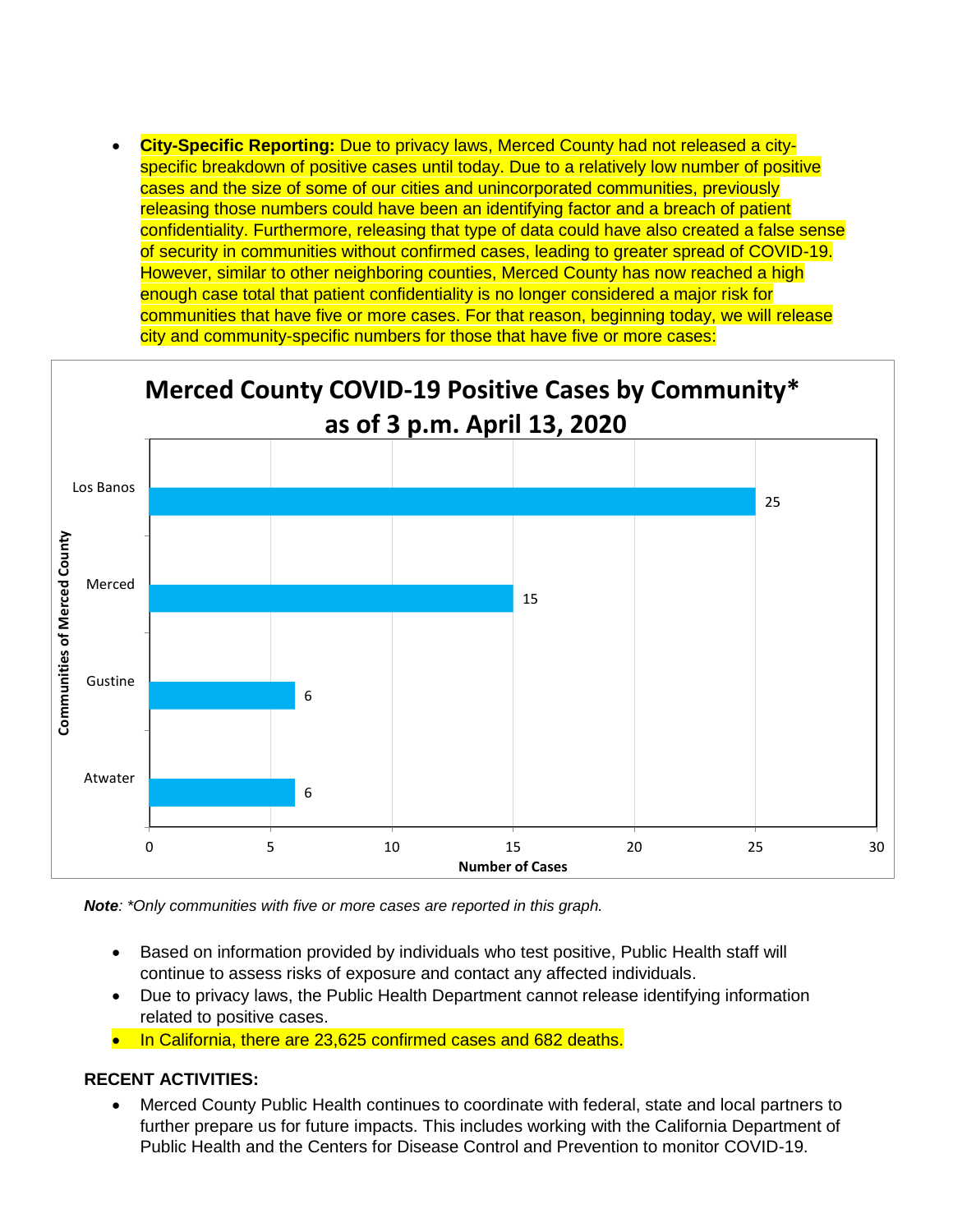- **City-Specific Reporting:** Due to privacy laws, Merced County had not released a city-specific breakdown of positive cases until today. Due to a relatively low number of positive cases and the size of some of our cities and unincorporated communities, previously releasing those numbers could have been an identifying factor and a breach of patient confidentiality. Furthermore, releasing that type of data could have also created a false sense of security in communities without confirmed cases, leading to greater spread of COVID-19. However, similar to other neighboring counties, Merced County has now reached a high enough case total that patient confidentiality is no longer considered a major risk for communities that have five or more cases. For that reason, beginning today, we will release city and community-specific numbers for those that have five or more cases:

**Merced County COVID-19 Positive Cases by Community* as of 3 p.m. April 13, 2020**

| Communities of Merced County | Number of Cases |
| --- | --- |
| Los Banos | 25 |
| Merced | 15 |
| Gustine | 6 |
| Atwater | 6 |

***Note****: *Only communities with five or more cases are reported in this graph.*

- Based on information provided by individuals who test positive, Public Health staff will continue to assess risks of exposure and contact any affected individuals.
- Due to privacy laws, the Public Health Department cannot release identifying information related to positive cases.
- In California, there are 23,625 confirmed cases and 682 deaths.

**RECENT ACTIVITIES:**

- Merced County Public Health continues to coordinate with federal, state and local partners to further prepare us for future impacts. This includes working with the California Department of Public Health and the Centers for Disease Control and Prevention to monitor COVID-19.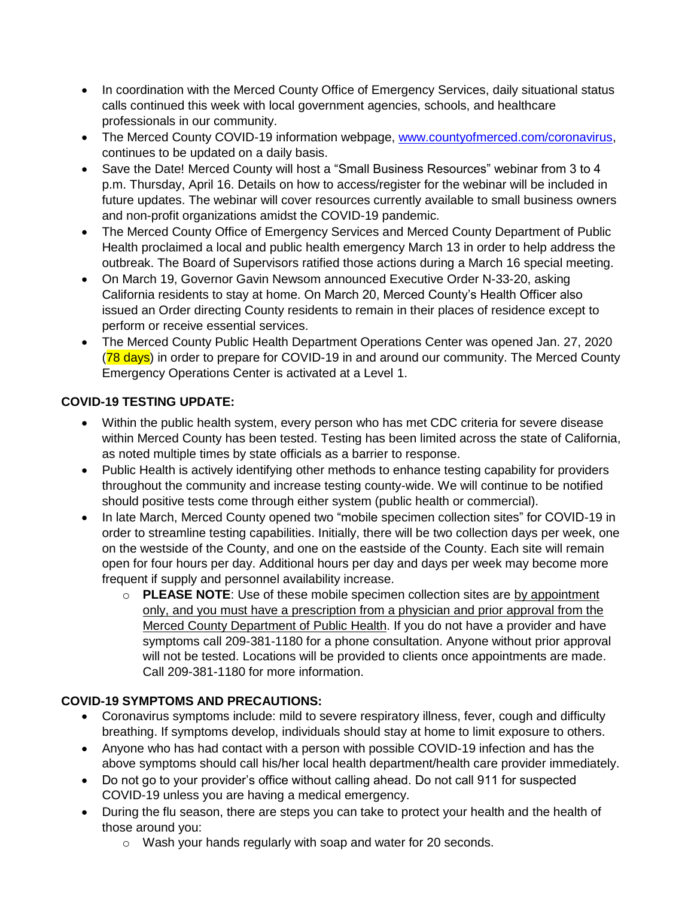- In coordination with the Merced County Office of Emergency Services, daily situational status calls continued this week with local government agencies, schools, and healthcare professionals in our community.
- The Merced County COVID-19 information webpage, [www.countyofmerced.com/coronavirus](www.countyofmerced.com/coronavirus), continues to be updated on a daily basis.
- Save the Date! Merced County will host a "Small Business Resources" webinar from 3 to 4 p.m. Thursday, April 16. Details on how to access/register for the webinar will be included in future updates. The webinar will cover resources currently available to small business owners and non-profit organizations amidst the COVID-19 pandemic.
- The Merced County Office of Emergency Services and Merced County Department of Public Health proclaimed a local and public health emergency March 13 in order to help address the outbreak. The Board of Supervisors ratified those actions during a March 16 special meeting.
- On March 19, Governor Gavin Newsom announced Executive Order N-33-20, asking California residents to stay at home. On March 20, Merced County's Health Officer also issued an Order directing County residents to remain in their places of residence except to perform or receive essential services.
- The Merced County Public Health Department Operations Center was opened Jan. 27, 2020 (78 days) in order to prepare for COVID-19 in and around our community. The Merced County Emergency Operations Center is activated at a Level 1.

**COVID-19 TESTING UPDATE:**

- Within the public health system, every person who has met CDC criteria for severe disease within Merced County has been tested. Testing has been limited across the state of California, as noted multiple times by state officials as a barrier to response.
- Public Health is actively identifying other methods to enhance testing capability for providers throughout the community and increase testing county-wide. We will continue to be notified should positive tests come through either system (public health or commercial).
- In late March, Merced County opened two "mobile specimen collection sites" for COVID-19 in order to streamline testing capabilities. Initially, there will be two collection days per week, one on the westside of the County, and one on the eastside of the County. Each site will remain open for four hours per day. Additional hours per day and days per week may become more frequent if supply and personnel availability increase.
    - **PLEASE NOTE**: Use of these mobile specimen collection sites are by appointment only, and you must have a prescription from a physician and prior approval from the Merced County Department of Public Health. If you do not have a provider and have symptoms call 209-381-1180 for a phone consultation. Anyone without prior approval will not be tested. Locations will be provided to clients once appointments are made. Call 209-381-1180 for more information.

**COVID-19 SYMPTOMS AND PRECAUTIONS:**

- Coronavirus symptoms include: mild to severe respiratory illness, fever, cough and difficulty breathing. If symptoms develop, individuals should stay at home to limit exposure to others.
- Anyone who has had contact with a person with possible COVID-19 infection and has the above symptoms should call his/her local health department/health care provider immediately.
- Do not go to your provider's office without calling ahead. Do not call 911 for suspected COVID-19 unless you are having a medical emergency.
- During the flu season, there are steps you can take to protect your health and the health of those around you:
    - Wash your hands regularly with soap and water for 20 seconds.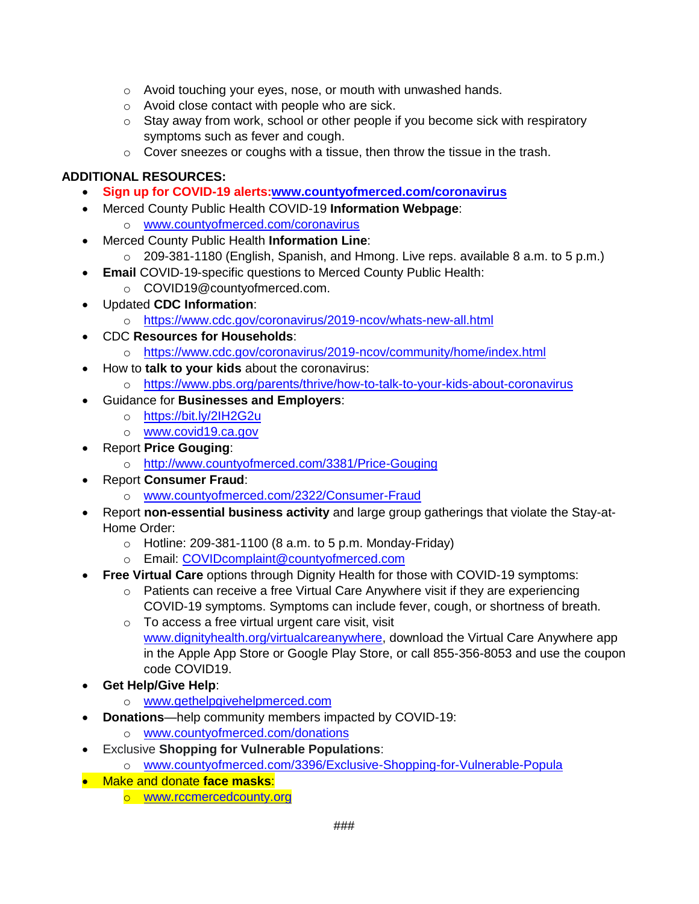- Avoid touching your eyes, nose, or mouth with unwashed hands.
- Avoid close contact with people who are sick.
- Stay away from work, school or other people if you become sick with respiratory symptoms such as fever and cough.
- Cover sneezes or coughs with a tissue, then throw the tissue in the trash.

**ADDITIONAL RESOURCES:**

- **Sign up for COVID-19 alerts:www.countyofmerced.com/coronavirus**
- Merced County Public Health COVID-19 **Information Webpage**:
  - www.countyofmerced.com/coronavirus
- Merced County Public Health **Information Line**:
  - 209-381-1180 (English, Spanish, and Hmong. Live reps. available 8 a.m. to 5 p.m.)
- **Email** COVID-19-specific questions to Merced County Public Health:
  - COVID19@countyofmerced.com.
- Updated **CDC Information**:
  - https://www.cdc.gov/coronavirus/2019-ncov/whats-new-all.html
- CDC **Resources for Households**:
  - https://www.cdc.gov/coronavirus/2019-ncov/community/home/index.html
- How to **talk to your kids** about the coronavirus:
  - https://www.pbs.org/parents/thrive/how-to-talk-to-your-kids-about-coronavirus
- Guidance for **Businesses and Employers**:
  - https://bit.ly/2IH2G2u
  - www.covid19.ca.gov
- Report **Price Gouging**:
  - http://www.countyofmerced.com/3381/Price-Gouging
- Report **Consumer Fraud**:
  - www.countyofmerced.com/2322/Consumer-Fraud
- Report **non-essential business activity** and large group gatherings that violate the Stay-at-Home Order:
  - Hotline: 209-381-1100 (8 a.m. to 5 p.m. Monday-Friday)
  - Email: COVIDcomplaint@countyofmerced.com
- **Free Virtual Care** options through Dignity Health for those with COVID-19 symptoms:
  - Patients can receive a free Virtual Care Anywhere visit if they are experiencing COVID-19 symptoms. Symptoms can include fever, cough, or shortness of breath.
  - To access a free virtual urgent care visit, visit www.dignityhealth.org/virtualcareanywhere, download the Virtual Care Anywhere app in the Apple App Store or Google Play Store, or call 855-356-8053 and use the coupon code COVID19.
- **Get Help/Give Help**:
  - www.gethelpgivehelpmerced.com
- **Donations**—help community members impacted by COVID-19:
  - www.countyofmerced.com/donations
- Exclusive **Shopping for Vulnerable Populations**:
  - www.countyofmerced.com/3396/Exclusive-Shopping-for-Vulnerable-Popula
- Make and donate **face masks**:
  - www.rccmercedcounty.org

###